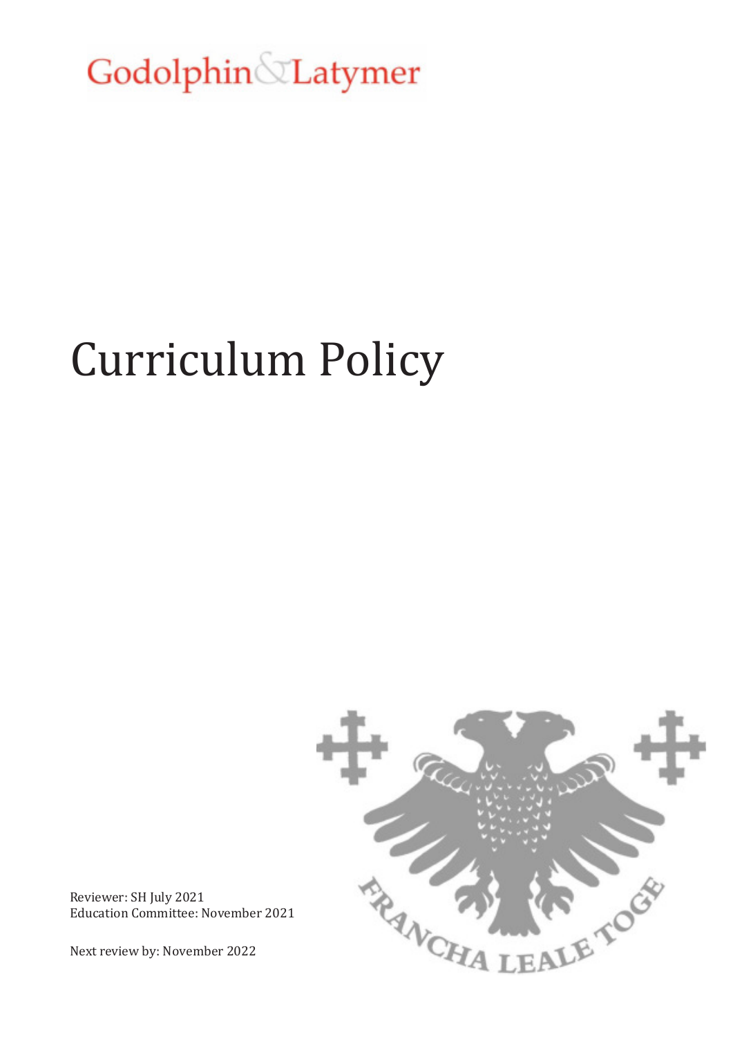Godolphin & Latymer

# Curriculum Policy

Reviewer: SH July 2021
Education Committee: November 2021

Next review by: November 2022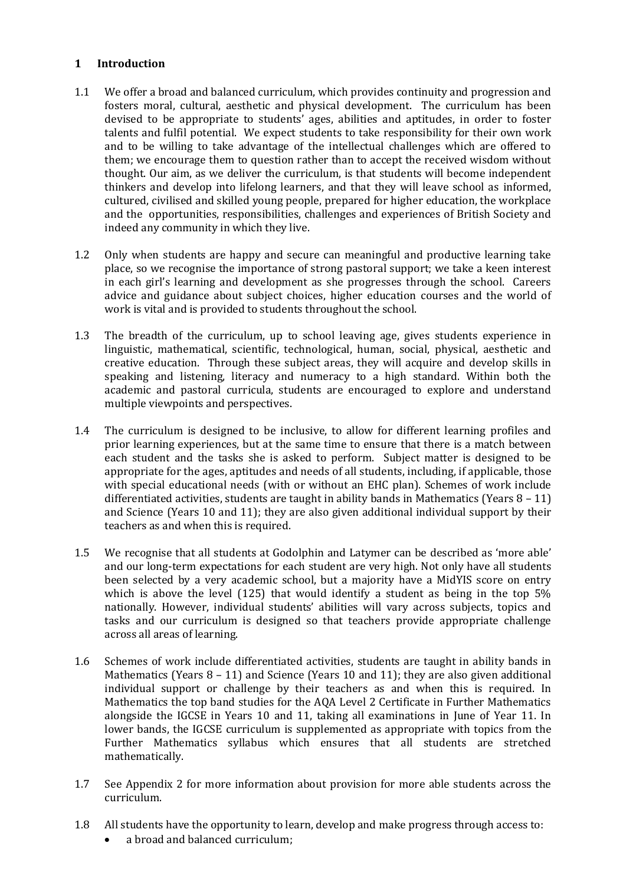## 1 Introduction

1.1 We offer a broad and balanced curriculum, which provides continuity and progression and fosters moral, cultural, aesthetic and physical development. The curriculum has been devised to be appropriate to students' ages, abilities and aptitudes, in order to foster talents and fulfil potential. We expect students to take responsibility for their own work and to be willing to take advantage of the intellectual challenges which are offered to them; we encourage them to question rather than to accept the received wisdom without thought. Our aim, as we deliver the curriculum, is that students will become independent thinkers and develop into lifelong learners, and that they will leave school as informed, cultured, civilised and skilled young people, prepared for higher education, the workplace and the opportunities, responsibilities, challenges and experiences of British Society and indeed any community in which they live.

1.2 Only when students are happy and secure can meaningful and productive learning take place, so we recognise the importance of strong pastoral support; we take a keen interest in each girl's learning and development as she progresses through the school. Careers advice and guidance about subject choices, higher education courses and the world of work is vital and is provided to students throughout the school.

1.3 The breadth of the curriculum, up to school leaving age, gives students experience in linguistic, mathematical, scientific, technological, human, social, physical, aesthetic and creative education. Through these subject areas, they will acquire and develop skills in speaking and listening, literacy and numeracy to a high standard. Within both the academic and pastoral curricula, students are encouraged to explore and understand multiple viewpoints and perspectives.

1.4 The curriculum is designed to be inclusive, to allow for different learning profiles and prior learning experiences, but at the same time to ensure that there is a match between each student and the tasks she is asked to perform. Subject matter is designed to be appropriate for the ages, aptitudes and needs of all students, including, if applicable, those with special educational needs (with or without an EHC plan). Schemes of work include differentiated activities, students are taught in ability bands in Mathematics (Years 8 – 11) and Science (Years 10 and 11); they are also given additional individual support by their teachers as and when this is required.

1.5 We recognise that all students at Godolphin and Latymer can be described as 'more able' and our long-term expectations for each student are very high. Not only have all students been selected by a very academic school, but a majority have a MidYIS score on entry which is above the level (125) that would identify a student as being in the top 5% nationally. However, individual students' abilities will vary across subjects, topics and tasks and our curriculum is designed so that teachers provide appropriate challenge across all areas of learning.

1.6 Schemes of work include differentiated activities, students are taught in ability bands in Mathematics (Years 8 – 11) and Science (Years 10 and 11); they are also given additional individual support or challenge by their teachers as and when this is required. In Mathematics the top band studies for the AQA Level 2 Certificate in Further Mathematics alongside the IGCSE in Years 10 and 11, taking all examinations in June of Year 11. In lower bands, the IGCSE curriculum is supplemented as appropriate with topics from the Further Mathematics syllabus which ensures that all students are stretched mathematically.

1.7 See Appendix 2 for more information about provision for more able students across the curriculum.

1.8 All students have the opportunity to learn, develop and make progress through access to:

- a broad and balanced curriculum;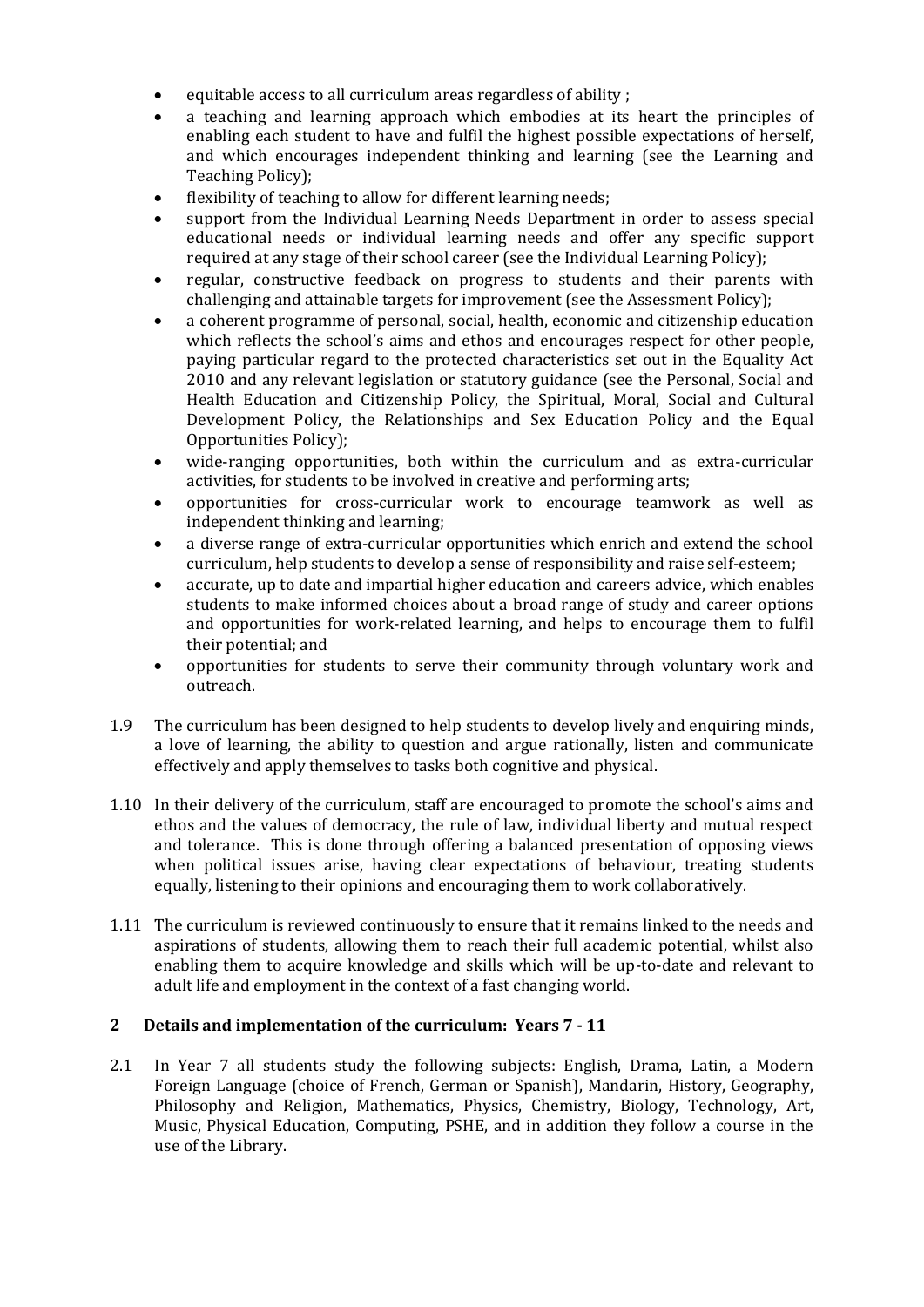- equitable access to all curriculum areas regardless of ability ;
- a teaching and learning approach which embodies at its heart the principles of enabling each student to have and fulfil the highest possible expectations of herself, and which encourages independent thinking and learning (see the Learning and Teaching Policy);
- flexibility of teaching to allow for different learning needs;
- support from the Individual Learning Needs Department in order to assess special educational needs or individual learning needs and offer any specific support required at any stage of their school career (see the Individual Learning Policy);
- regular, constructive feedback on progress to students and their parents with challenging and attainable targets for improvement (see the Assessment Policy);
- a coherent programme of personal, social, health, economic and citizenship education which reflects the school's aims and ethos and encourages respect for other people, paying particular regard to the protected characteristics set out in the Equality Act 2010 and any relevant legislation or statutory guidance (see the Personal, Social and Health Education and Citizenship Policy, the Spiritual, Moral, Social and Cultural Development Policy, the Relationships and Sex Education Policy and the Equal Opportunities Policy);
- wide-ranging opportunities, both within the curriculum and as extra-curricular activities, for students to be involved in creative and performing arts;
- opportunities for cross-curricular work to encourage teamwork as well as independent thinking and learning;
- a diverse range of extra-curricular opportunities which enrich and extend the school curriculum, help students to develop a sense of responsibility and raise self-esteem;
- accurate, up to date and impartial higher education and careers advice, which enables students to make informed choices about a broad range of study and career options and opportunities for work-related learning, and helps to encourage them to fulfil their potential; and
- opportunities for students to serve their community through voluntary work and outreach.

1.9 The curriculum has been designed to help students to develop lively and enquiring minds, a love of learning, the ability to question and argue rationally, listen and communicate effectively and apply themselves to tasks both cognitive and physical.

1.10 In their delivery of the curriculum, staff are encouraged to promote the school's aims and ethos and the values of democracy, the rule of law, individual liberty and mutual respect and tolerance. This is done through offering a balanced presentation of opposing views when political issues arise, having clear expectations of behaviour, treating students equally, listening to their opinions and encouraging them to work collaboratively.

1.11 The curriculum is reviewed continuously to ensure that it remains linked to the needs and aspirations of students, allowing them to reach their full academic potential, whilst also enabling them to acquire knowledge and skills which will be up-to-date and relevant to adult life and employment in the context of a fast changing world.

## 2 Details and implementation of the curriculum: Years 7 - 11

2.1 In Year 7 all students study the following subjects: English, Drama, Latin, a Modern Foreign Language (choice of French, German or Spanish), Mandarin, History, Geography, Philosophy and Religion, Mathematics, Physics, Chemistry, Biology, Technology, Art, Music, Physical Education, Computing, PSHE, and in addition they follow a course in the use of the Library.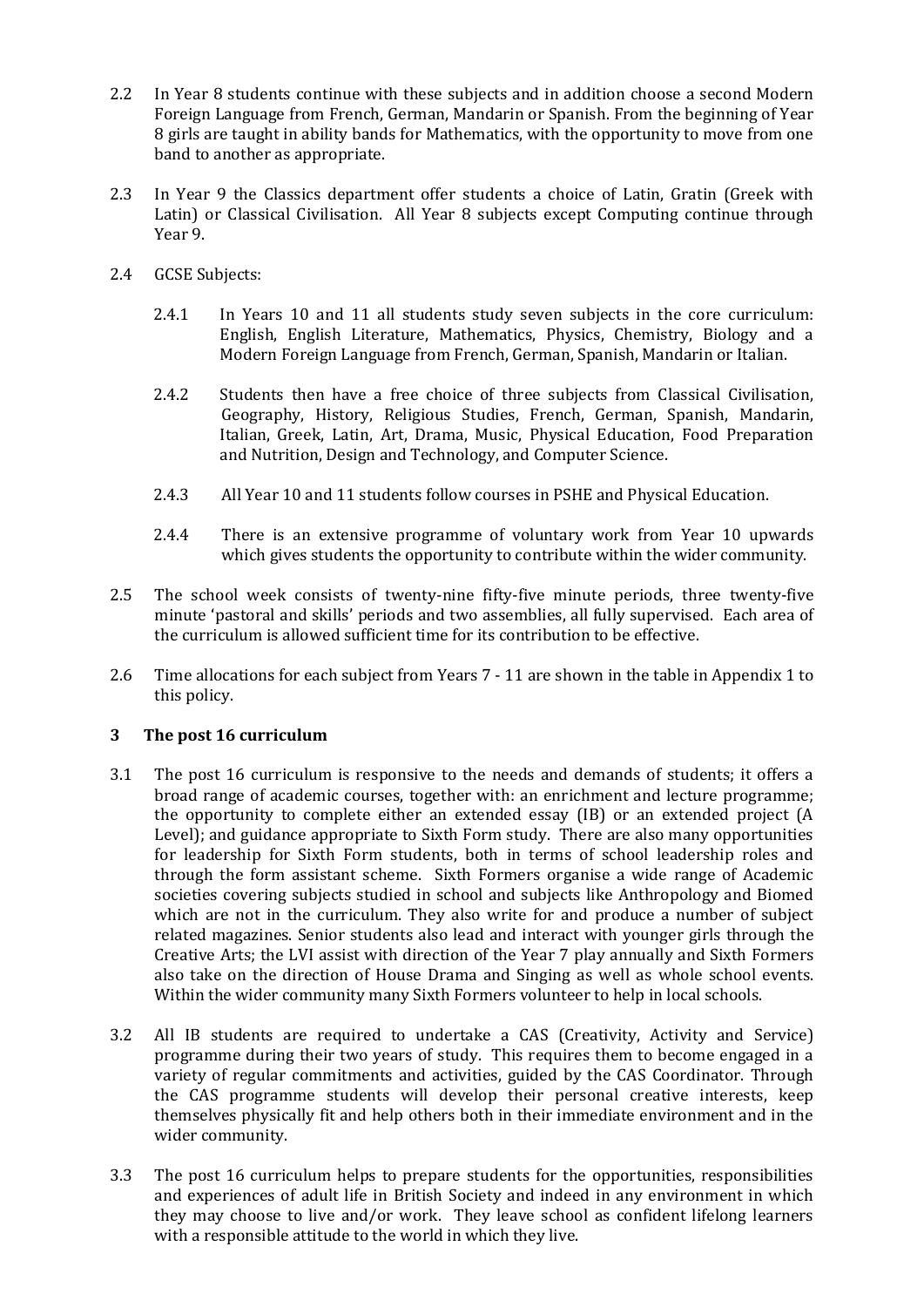2.2 In Year 8 students continue with these subjects and in addition choose a second Modern Foreign Language from French, German, Mandarin or Spanish. From the beginning of Year 8 girls are taught in ability bands for Mathematics, with the opportunity to move from one band to another as appropriate.

2.3 In Year 9 the Classics department offer students a choice of Latin, Gratin (Greek with Latin) or Classical Civilisation. All Year 8 subjects except Computing continue through Year 9.

2.4 GCSE Subjects:

2.4.1 In Years 10 and 11 all students study seven subjects in the core curriculum: English, English Literature, Mathematics, Physics, Chemistry, Biology and a Modern Foreign Language from French, German, Spanish, Mandarin or Italian.

2.4.2 Students then have a free choice of three subjects from Classical Civilisation, Geography, History, Religious Studies, French, German, Spanish, Mandarin, Italian, Greek, Latin, Art, Drama, Music, Physical Education, Food Preparation and Nutrition, Design and Technology, and Computer Science.

2.4.3 All Year 10 and 11 students follow courses in PSHE and Physical Education.

2.4.4 There is an extensive programme of voluntary work from Year 10 upwards which gives students the opportunity to contribute within the wider community.

2.5 The school week consists of twenty-nine fifty-five minute periods, three twenty-five minute 'pastoral and skills' periods and two assemblies, all fully supervised. Each area of the curriculum is allowed sufficient time for its contribution to be effective.

2.6 Time allocations for each subject from Years 7 - 11 are shown in the table in Appendix 1 to this policy.

## 3 The post 16 curriculum

3.1 The post 16 curriculum is responsive to the needs and demands of students; it offers a broad range of academic courses, together with: an enrichment and lecture programme; the opportunity to complete either an extended essay (IB) or an extended project (A Level); and guidance appropriate to Sixth Form study. There are also many opportunities for leadership for Sixth Form students, both in terms of school leadership roles and through the form assistant scheme. Sixth Formers organise a wide range of Academic societies covering subjects studied in school and subjects like Anthropology and Biomed which are not in the curriculum. They also write for and produce a number of subject related magazines. Senior students also lead and interact with younger girls through the Creative Arts; the LVI assist with direction of the Year 7 play annually and Sixth Formers also take on the direction of House Drama and Singing as well as whole school events. Within the wider community many Sixth Formers volunteer to help in local schools.

3.2 All IB students are required to undertake a CAS (Creativity, Activity and Service) programme during their two years of study. This requires them to become engaged in a variety of regular commitments and activities, guided by the CAS Coordinator. Through the CAS programme students will develop their personal creative interests, keep themselves physically fit and help others both in their immediate environment and in the wider community.

3.3 The post 16 curriculum helps to prepare students for the opportunities, responsibilities and experiences of adult life in British Society and indeed in any environment in which they may choose to live and/or work. They leave school as confident lifelong learners with a responsible attitude to the world in which they live.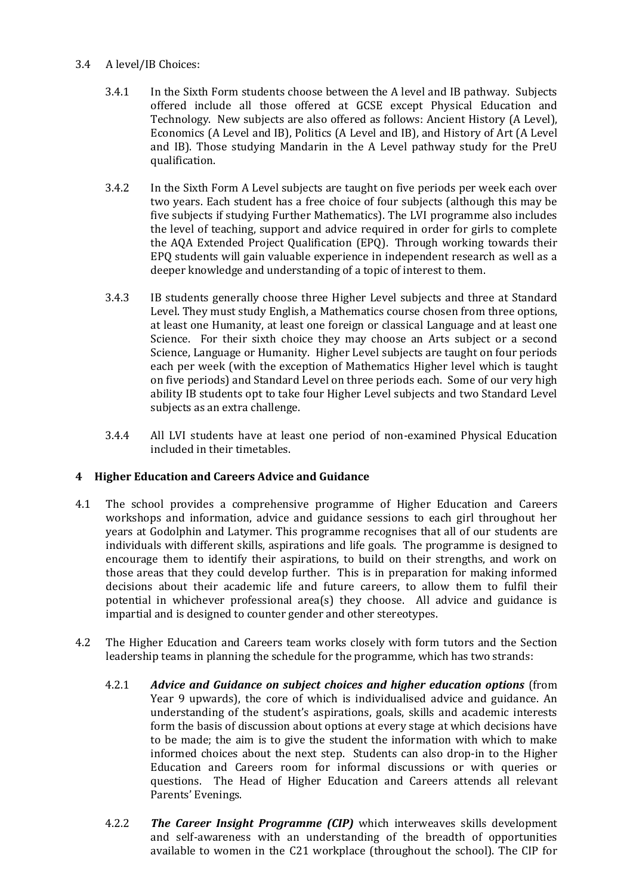3.4 A level/IB Choices:

3.4.1 In the Sixth Form students choose between the A level and IB pathway. Subjects offered include all those offered at GCSE except Physical Education and Technology. New subjects are also offered as follows: Ancient History (A Level), Economics (A Level and IB), Politics (A Level and IB), and History of Art (A Level and IB). Those studying Mandarin in the A Level pathway study for the PreU qualification.

3.4.2 In the Sixth Form A Level subjects are taught on five periods per week each over two years. Each student has a free choice of four subjects (although this may be five subjects if studying Further Mathematics). The LVI programme also includes the level of teaching, support and advice required in order for girls to complete the AQA Extended Project Qualification (EPQ). Through working towards their EPQ students will gain valuable experience in independent research as well as a deeper knowledge and understanding of a topic of interest to them.

3.4.3 IB students generally choose three Higher Level subjects and three at Standard Level. They must study English, a Mathematics course chosen from three options, at least one Humanity, at least one foreign or classical Language and at least one Science. For their sixth choice they may choose an Arts subject or a second Science, Language or Humanity. Higher Level subjects are taught on four periods each per week (with the exception of Mathematics Higher level which is taught on five periods) and Standard Level on three periods each. Some of our very high ability IB students opt to take four Higher Level subjects and two Standard Level subjects as an extra challenge.

3.4.4 All LVI students have at least one period of non-examined Physical Education included in their timetables.

## 4 Higher Education and Careers Advice and Guidance

4.1 The school provides a comprehensive programme of Higher Education and Careers workshops and information, advice and guidance sessions to each girl throughout her years at Godolphin and Latymer. This programme recognises that all of our students are individuals with different skills, aspirations and life goals. The programme is designed to encourage them to identify their aspirations, to build on their strengths, and work on those areas that they could develop further. This is in preparation for making informed decisions about their academic life and future careers, to allow them to fulfil their potential in whichever professional area(s) they choose. All advice and guidance is impartial and is designed to counter gender and other stereotypes.

4.2 The Higher Education and Careers team works closely with form tutors and the Section leadership teams in planning the schedule for the programme, which has two strands:

4.2.1 ***Advice and Guidance on subject choices and higher education options*** (from Year 9 upwards), the core of which is individualised advice and guidance. An understanding of the student's aspirations, goals, skills and academic interests form the basis of discussion about options at every stage at which decisions have to be made; the aim is to give the student the information with which to make informed choices about the next step. Students can also drop-in to the Higher Education and Careers room for informal discussions or with queries or questions. The Head of Higher Education and Careers attends all relevant Parents' Evenings.

4.2.2 ***The Career Insight Programme (CIP)*** which interweaves skills development and self-awareness with an understanding of the breadth of opportunities available to women in the C21 workplace (throughout the school). The CIP for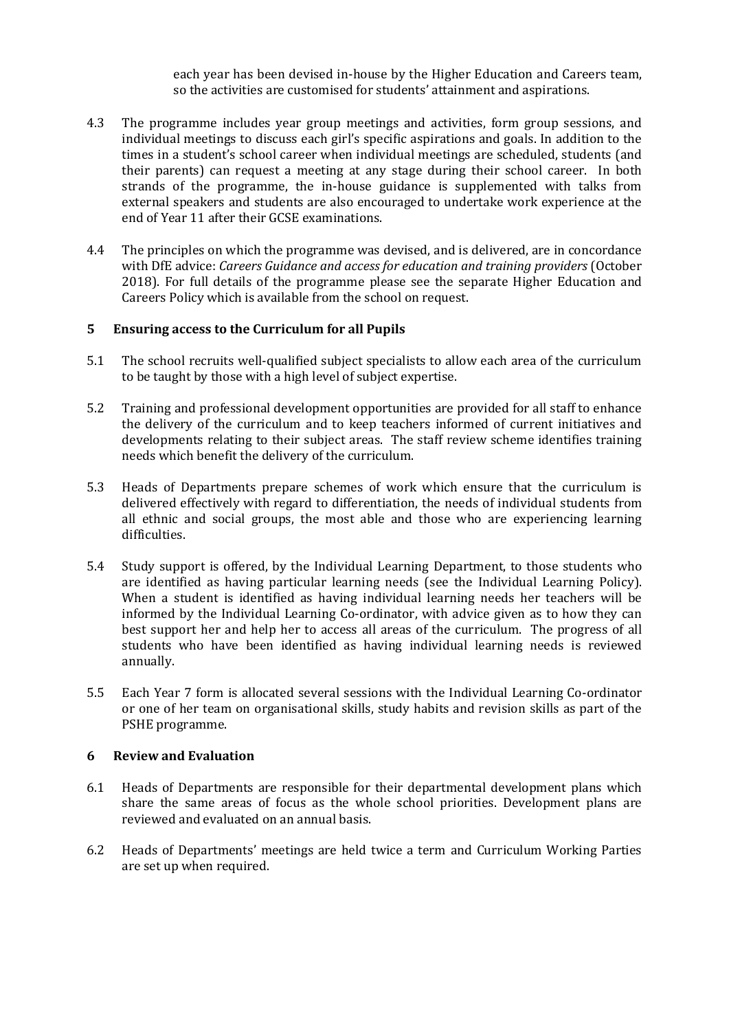each year has been devised in-house by the Higher Education and Careers team, so the activities are customised for students' attainment and aspirations.

4.3 The programme includes year group meetings and activities, form group sessions, and individual meetings to discuss each girl's specific aspirations and goals. In addition to the times in a student's school career when individual meetings are scheduled, students (and their parents) can request a meeting at any stage during their school career. In both strands of the programme, the in-house guidance is supplemented with talks from external speakers and students are also encouraged to undertake work experience at the end of Year 11 after their GCSE examinations.

4.4 The principles on which the programme was devised, and is delivered, are in concordance with DfE advice: *Careers Guidance and access for education and training providers* (October 2018). For full details of the programme please see the separate Higher Education and Careers Policy which is available from the school on request.

## 5 Ensuring access to the Curriculum for all Pupils

5.1 The school recruits well-qualified subject specialists to allow each area of the curriculum to be taught by those with a high level of subject expertise.

5.2 Training and professional development opportunities are provided for all staff to enhance the delivery of the curriculum and to keep teachers informed of current initiatives and developments relating to their subject areas. The staff review scheme identifies training needs which benefit the delivery of the curriculum.

5.3 Heads of Departments prepare schemes of work which ensure that the curriculum is delivered effectively with regard to differentiation, the needs of individual students from all ethnic and social groups, the most able and those who are experiencing learning difficulties.

5.4 Study support is offered, by the Individual Learning Department, to those students who are identified as having particular learning needs (see the Individual Learning Policy). When a student is identified as having individual learning needs her teachers will be informed by the Individual Learning Co-ordinator, with advice given as to how they can best support her and help her to access all areas of the curriculum. The progress of all students who have been identified as having individual learning needs is reviewed annually.

5.5 Each Year 7 form is allocated several sessions with the Individual Learning Co-ordinator or one of her team on organisational skills, study habits and revision skills as part of the PSHE programme.

## 6 Review and Evaluation

6.1 Heads of Departments are responsible for their departmental development plans which share the same areas of focus as the whole school priorities. Development plans are reviewed and evaluated on an annual basis.

6.2 Heads of Departments' meetings are held twice a term and Curriculum Working Parties are set up when required.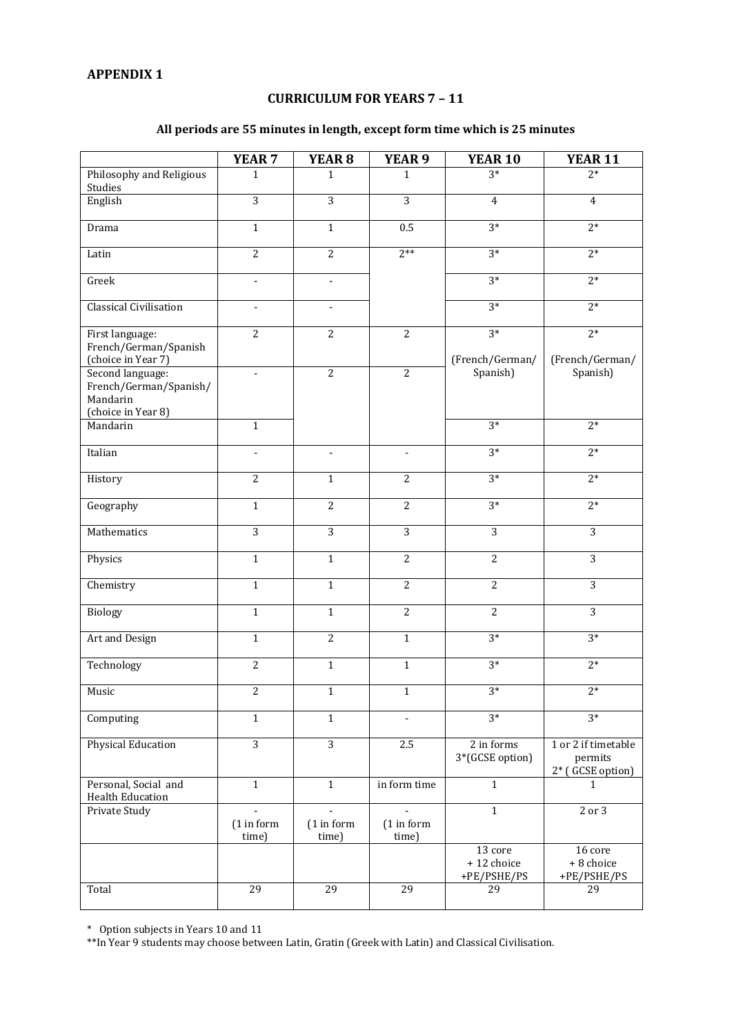**APPENDIX 1**

**CURRICULUM FOR YEARS 7 – 11**

**All periods are 55 minutes in length, except form time which is 25 minutes**

| | YEAR 7 | YEAR 8 | YEAR 9 | YEAR 10 | YEAR 11 |
|---|---|---|---|---|---|
| Philosophy and Religious Studies | 1 | 1 | 1 | 3* | 2* |
| English | 3 | 3 | 3 | 4 | 4 |
| Drama | 1 | 1 | 0.5 | 3* | 2* |
| Latin | 2 | 2 | 2** | 3* | 2* |
| Greek | - | - | | 3* | 2* |
| Classical Civilisation | - | - | | 3* | 2* |
| First language: French/German/Spanish (choice in Year 7) | 2 | 2 | 2 | 3* (French/German/ Spanish) | 2* (French/German/ Spanish) |
| Second language: French/German/Spanish/ Mandarin (choice in Year 8) | - | 2 | 2 | | |
| Mandarin | 1 | | | 3* | 2* |
| Italian | - | - | - | 3* | 2* |
| History | 2 | 1 | 2 | 3* | 2* |
| Geography | 1 | 2 | 2 | 3* | 2* |
| Mathematics | 3 | 3 | 3 | 3 | 3 |
| Physics | 1 | 1 | 2 | 2 | 3 |
| Chemistry | 1 | 1 | 2 | 2 | 3 |
| Biology | 1 | 1 | 2 | 2 | 3 |
| Art and Design | 1 | 2 | 1 | 3* | 3* |
| Technology | 2 | 1 | 1 | 3* | 2* |
| Music | 2 | 1 | 1 | 3* | 2* |
| Computing | 1 | 1 | - | 3* | 3* |
| Physical Education | 3 | 3 | 2.5 | 2 in forms 3*(GCSE option) | 1 or 2 if timetable permits 2* ( GCSE option) |
| Personal, Social and Health Education | 1 | 1 | in form time | 1 | 1 |
| Private Study | - (1 in form time) | - (1 in form time) | - (1 in form time) | 1 | 2 or 3 |
| | | | | 13 core + 12 choice +PE/PSHE/PS | 16 core + 8 choice +PE/PSHE/PS |
| Total | 29 | 29 | 29 | 29 | 29 |

\* Option subjects in Years 10 and 11

**In Year 9 students may choose between Latin, Gratin (Greek with Latin) and Classical Civilisation.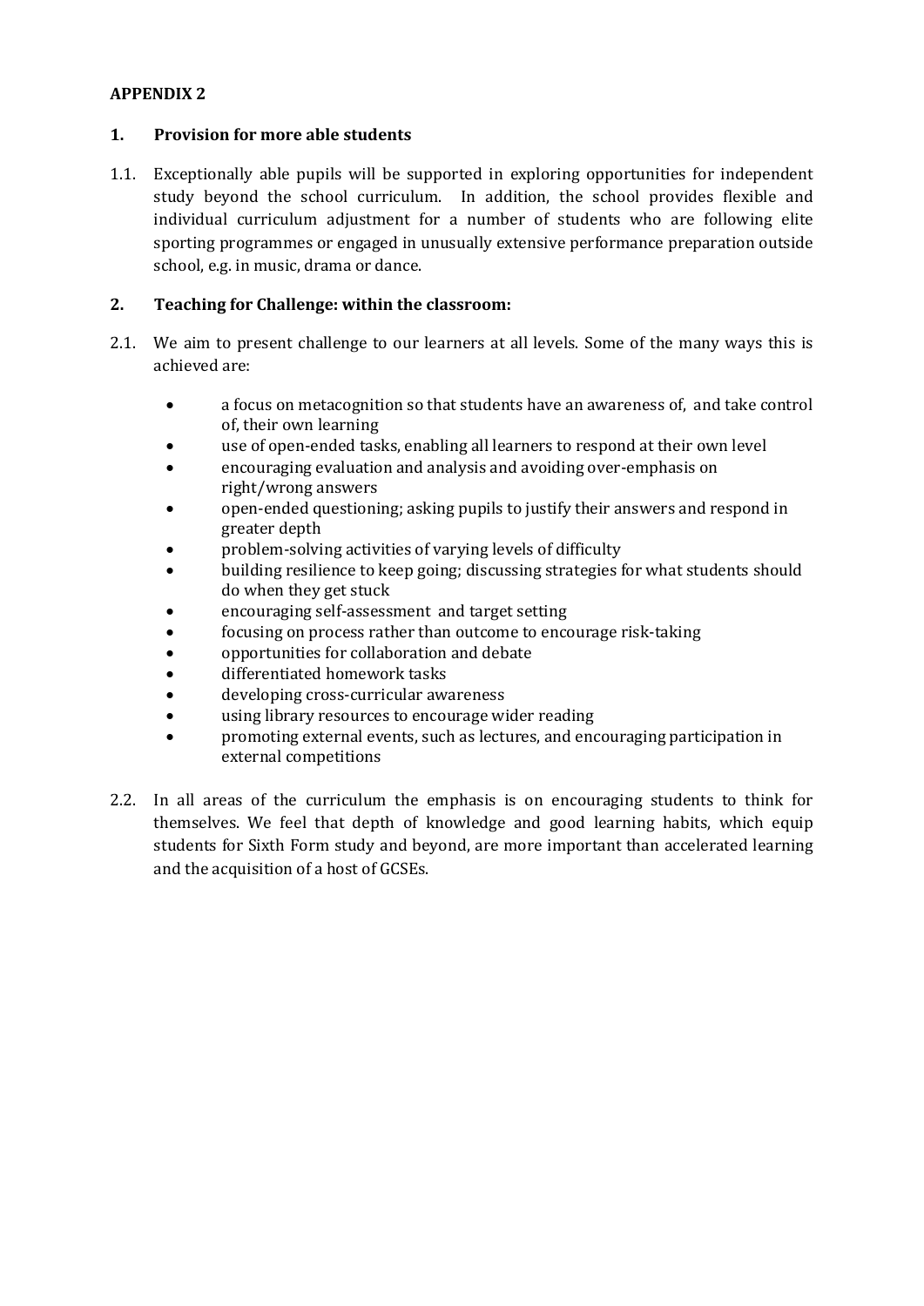**APPENDIX 2**

## 1. Provision for more able students

1.1. Exceptionally able pupils will be supported in exploring opportunities for independent study beyond the school curriculum. In addition, the school provides flexible and individual curriculum adjustment for a number of students who are following elite sporting programmes or engaged in unusually extensive performance preparation outside school, e.g. in music, drama or dance.

## 2. Teaching for Challenge: within the classroom:

2.1. We aim to present challenge to our learners at all levels. Some of the many ways this is achieved are:

- a focus on metacognition so that students have an awareness of, and take control of, their own learning
- use of open-ended tasks, enabling all learners to respond at their own level
- encouraging evaluation and analysis and avoiding over-emphasis on right/wrong answers
- open-ended questioning; asking pupils to justify their answers and respond in greater depth
- problem-solving activities of varying levels of difficulty
- building resilience to keep going; discussing strategies for what students should do when they get stuck
- encouraging self-assessment and target setting
- focusing on process rather than outcome to encourage risk-taking
- opportunities for collaboration and debate
- differentiated homework tasks
- developing cross-curricular awareness
- using library resources to encourage wider reading
- promoting external events, such as lectures, and encouraging participation in external competitions

2.2. In all areas of the curriculum the emphasis is on encouraging students to think for themselves. We feel that depth of knowledge and good learning habits, which equip students for Sixth Form study and beyond, are more important than accelerated learning and the acquisition of a host of GCSEs.